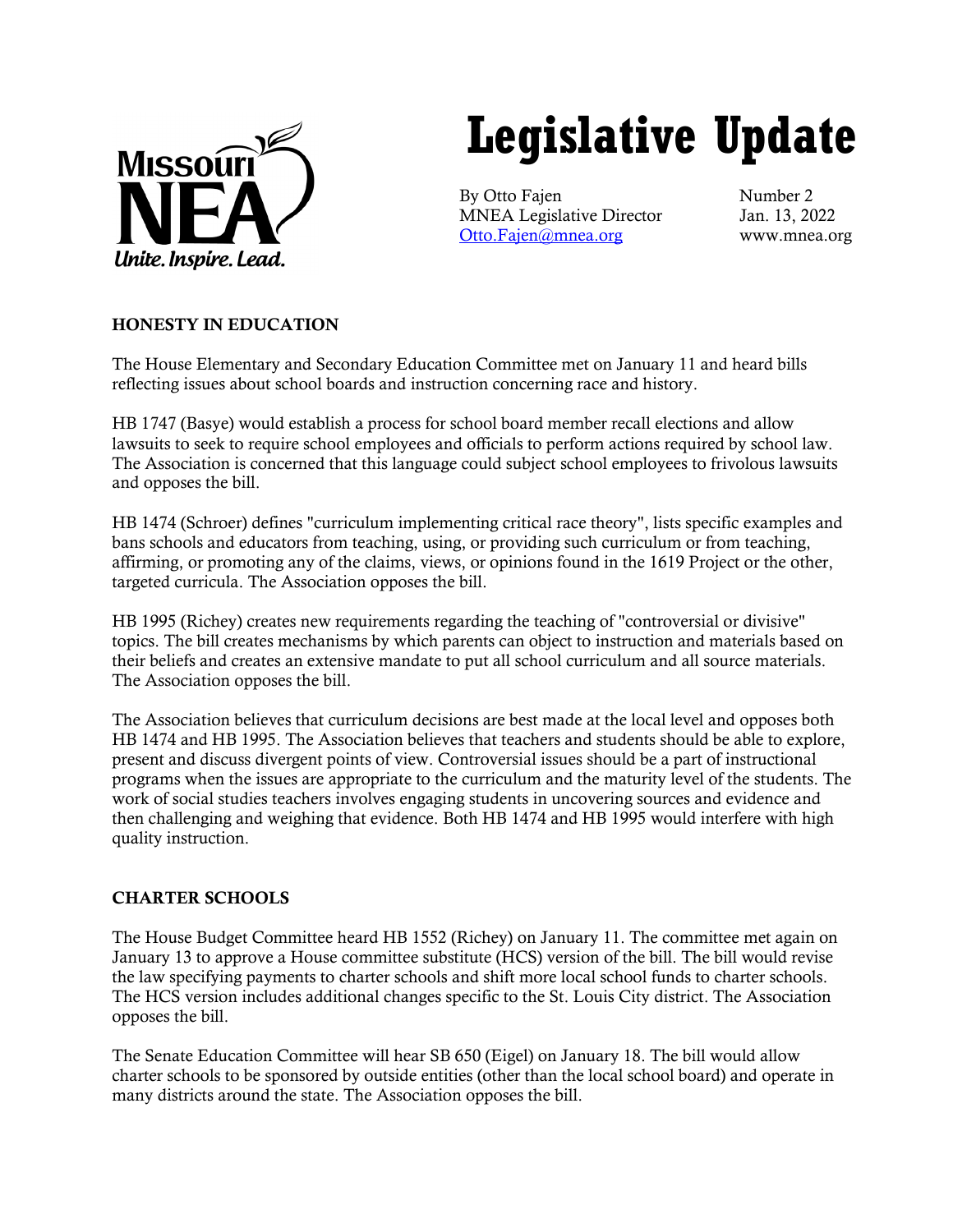# Legislative Update

By Otto Fajen
MNEA Legislative Director
Otto.Fajen@mnea.org

Number 2
Jan. 13, 2022
www.mnea.org

## HONESTY IN EDUCATION

The House Elementary and Secondary Education Committee met on January 11 and heard bills reflecting issues about school boards and instruction concerning race and history.

HB 1747 (Basye) would establish a process for school board member recall elections and allow lawsuits to seek to require school employees and officials to perform actions required by school law. The Association is concerned that this language could subject school employees to frivolous lawsuits and opposes the bill.

HB 1474 (Schroer) defines "curriculum implementing critical race theory", lists specific examples and bans schools and educators from teaching, using, or providing such curriculum or from teaching, affirming, or promoting any of the claims, views, or opinions found in the 1619 Project or the other, targeted curricula. The Association opposes the bill.

HB 1995 (Richey) creates new requirements regarding the teaching of "controversial or divisive" topics. The bill creates mechanisms by which parents can object to instruction and materials based on their beliefs and creates an extensive mandate to put all school curriculum and all source materials. The Association opposes the bill.

The Association believes that curriculum decisions are best made at the local level and opposes both HB 1474 and HB 1995. The Association believes that teachers and students should be able to explore, present and discuss divergent points of view. Controversial issues should be a part of instructional programs when the issues are appropriate to the curriculum and the maturity level of the students. The work of social studies teachers involves engaging students in uncovering sources and evidence and then challenging and weighing that evidence. Both HB 1474 and HB 1995 would interfere with high quality instruction.

## CHARTER SCHOOLS

The House Budget Committee heard HB 1552 (Richey) on January 11. The committee met again on January 13 to approve a House committee substitute (HCS) version of the bill. The bill would revise the law specifying payments to charter schools and shift more local school funds to charter schools. The HCS version includes additional changes specific to the St. Louis City district. The Association opposes the bill.

The Senate Education Committee will hear SB 650 (Eigel) on January 18. The bill would allow charter schools to be sponsored by outside entities (other than the local school board) and operate in many districts around the state. The Association opposes the bill.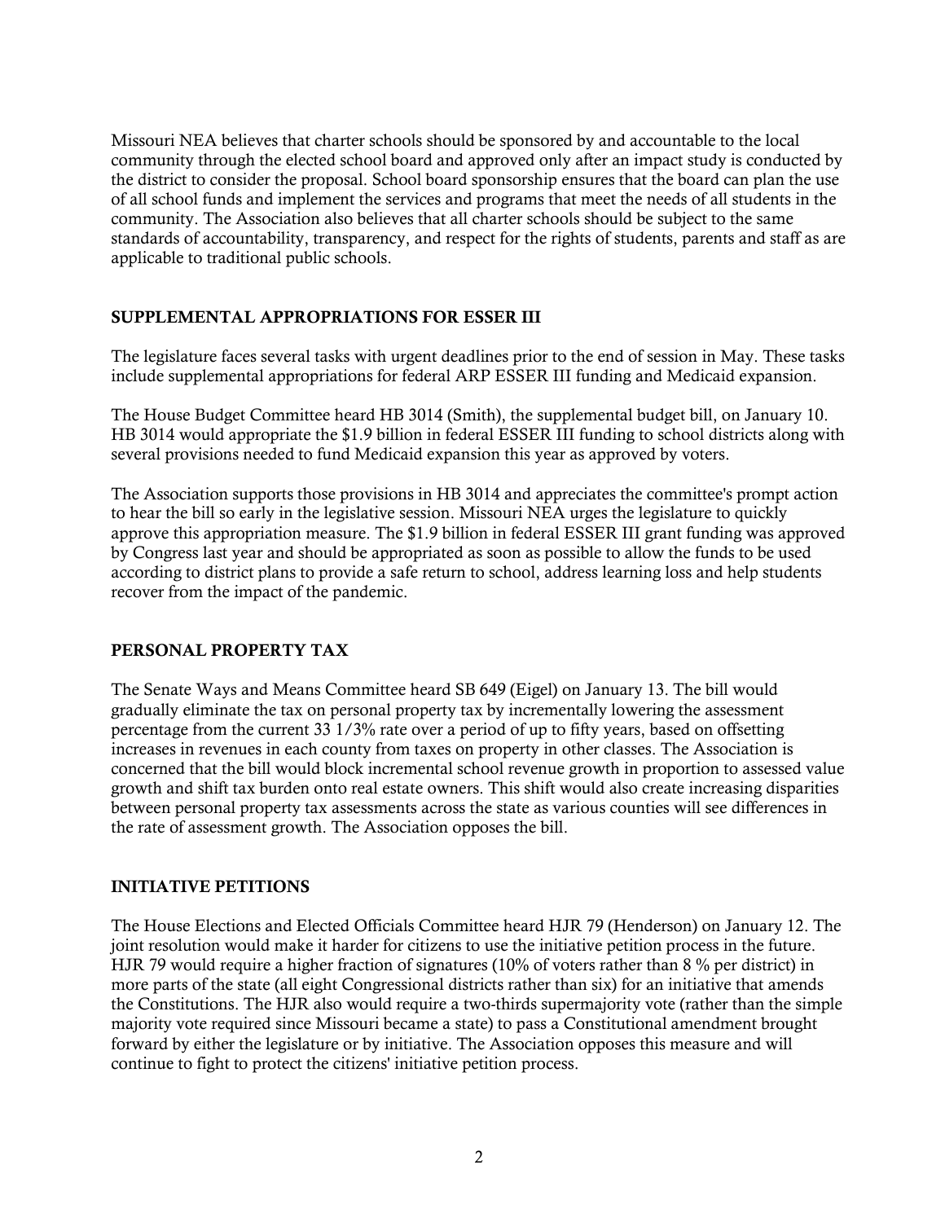Missouri NEA believes that charter schools should be sponsored by and accountable to the local community through the elected school board and approved only after an impact study is conducted by the district to consider the proposal. School board sponsorship ensures that the board can plan the use of all school funds and implement the services and programs that meet the needs of all students in the community. The Association also believes that all charter schools should be subject to the same standards of accountability, transparency, and respect for the rights of students, parents and staff as are applicable to traditional public schools.

## SUPPLEMENTAL APPROPRIATIONS FOR ESSER III

The legislature faces several tasks with urgent deadlines prior to the end of session in May. These tasks include supplemental appropriations for federal ARP ESSER III funding and Medicaid expansion.

The House Budget Committee heard HB 3014 (Smith), the supplemental budget bill, on January 10. HB 3014 would appropriate the $1.9 billion in federal ESSER III funding to school districts along with several provisions needed to fund Medicaid expansion this year as approved by voters.

The Association supports those provisions in HB 3014 and appreciates the committee's prompt action to hear the bill so early in the legislative session. Missouri NEA urges the legislature to quickly approve this appropriation measure. The $1.9 billion in federal ESSER III grant funding was approved by Congress last year and should be appropriated as soon as possible to allow the funds to be used according to district plans to provide a safe return to school, address learning loss and help students recover from the impact of the pandemic.

## PERSONAL PROPERTY TAX

The Senate Ways and Means Committee heard SB 649 (Eigel) on January 13. The bill would gradually eliminate the tax on personal property tax by incrementally lowering the assessment percentage from the current 33 1/3% rate over a period of up to fifty years, based on offsetting increases in revenues in each county from taxes on property in other classes. The Association is concerned that the bill would block incremental school revenue growth in proportion to assessed value growth and shift tax burden onto real estate owners. This shift would also create increasing disparities between personal property tax assessments across the state as various counties will see differences in the rate of assessment growth. The Association opposes the bill.

## INITIATIVE PETITIONS

The House Elections and Elected Officials Committee heard HJR 79 (Henderson) on January 12. The joint resolution would make it harder for citizens to use the initiative petition process in the future. HJR 79 would require a higher fraction of signatures (10% of voters rather than 8 % per district) in more parts of the state (all eight Congressional districts rather than six) for an initiative that amends the Constitutions. The HJR also would require a two-thirds supermajority vote (rather than the simple majority vote required since Missouri became a state) to pass a Constitutional amendment brought forward by either the legislature or by initiative. The Association opposes this measure and will continue to fight to protect the citizens' initiative petition process.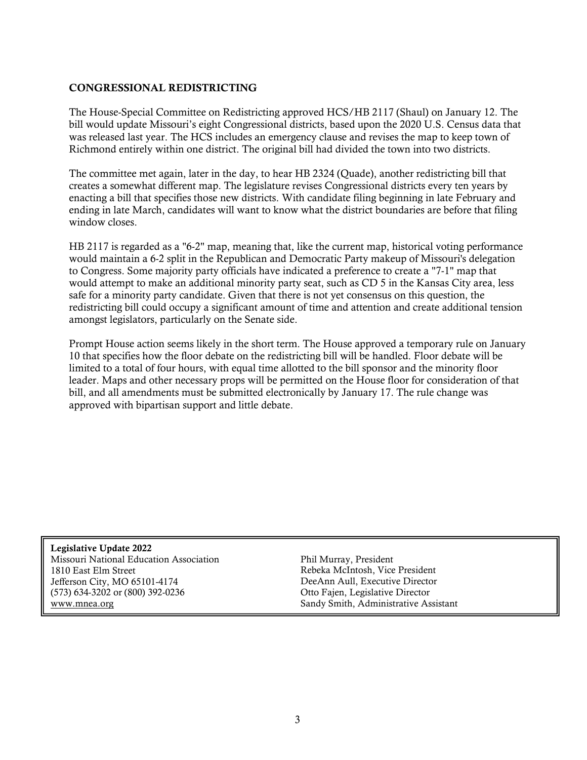**CONGRESSIONAL REDISTRICTING**

The House-Special Committee on Redistricting approved HCS/HB 2117 (Shaul) on January 12. The bill would update Missouri's eight Congressional districts, based upon the 2020 U.S. Census data that was released last year. The HCS includes an emergency clause and revises the map to keep town of Richmond entirely within one district. The original bill had divided the town into two districts.

The committee met again, later in the day, to hear HB 2324 (Quade), another redistricting bill that creates a somewhat different map. The legislature revises Congressional districts every ten years by enacting a bill that specifies those new districts. With candidate filing beginning in late February and ending in late March, candidates will want to know what the district boundaries are before that filing window closes.

HB 2117 is regarded as a "6-2" map, meaning that, like the current map, historical voting performance would maintain a 6-2 split in the Republican and Democratic Party makeup of Missouri's delegation to Congress. Some majority party officials have indicated a preference to create a "7-1" map that would attempt to make an additional minority party seat, such as CD 5 in the Kansas City area, less safe for a minority party candidate. Given that there is not yet consensus on this question, the redistricting bill could occupy a significant amount of time and attention and create additional tension amongst legislators, particularly on the Senate side.

Prompt House action seems likely in the short term. The House approved a temporary rule on January 10 that specifies how the floor debate on the redistricting bill will be handled. Floor debate will be limited to a total of four hours, with equal time allotted to the bill sponsor and the minority floor leader. Maps and other necessary props will be permitted on the House floor for consideration of that bill, and all amendments must be submitted electronically by January 17. The rule change was approved with bipartisan support and little debate.

**Legislative Update 2022**
Missouri National Education Association
1810 East Elm Street
Jefferson City, MO 65101-4174
(573) 634-3202 or (800) 392-0236
www.mnea.org

Phil Murray, President
Rebeka McIntosh, Vice President
DeeAnn Aull, Executive Director
Otto Fajen, Legislative Director
Sandy Smith, Administrative Assistant